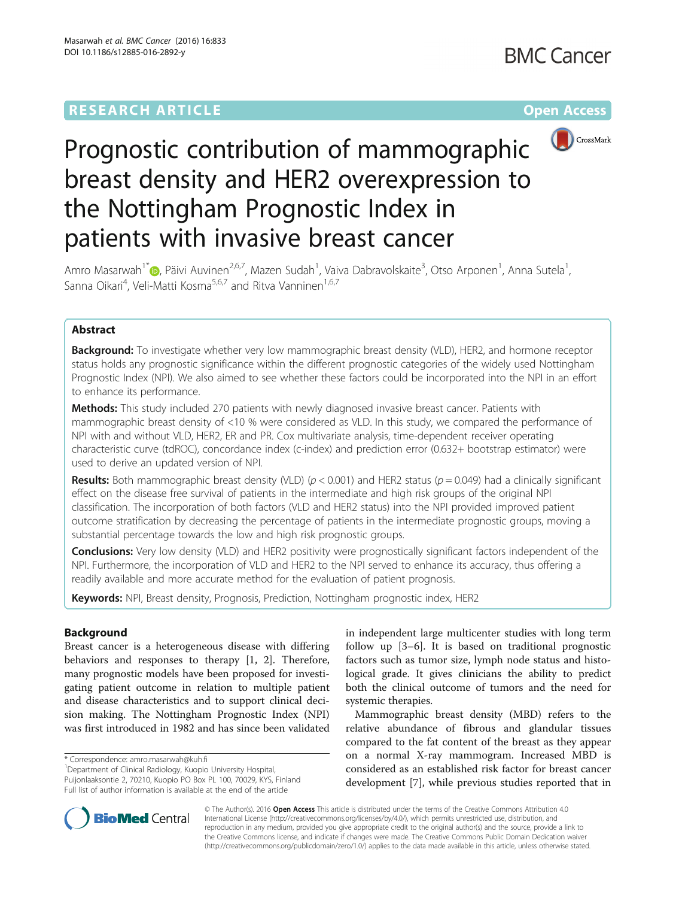RESEARCH ARTICLE

Open Access

# Prognostic contribution of mammographic breast density and HER2 overexpression to the Nottingham Prognostic Index in patients with invasive breast cancer

Amro Masarwah[1*], Päivi Auvinen[2,6,7], Mazen Sudah[1], Vaiva Dabravolskaite[3], Otso Arponen[1], Anna Sutela[1], Sanna Oikari[4], Veli-Matti Kosma[5,6,7] and Ritva Vanninen[1,6,7]

## Abstract

**Background:** To investigate whether very low mammographic breast density (VLD), HER2, and hormone receptor status holds any prognostic significance within the different prognostic categories of the widely used Nottingham Prognostic Index (NPI). We also aimed to see whether these factors could be incorporated into the NPI in an effort to enhance its performance.

**Methods:** This study included 270 patients with newly diagnosed invasive breast cancer. Patients with mammographic breast density of <10 % were considered as VLD. In this study, we compared the performance of NPI with and without VLD, HER2, ER and PR. Cox multivariate analysis, time-dependent receiver operating characteristic curve (tdROC), concordance index (c-index) and prediction error (0.632+ bootstrap estimator) were used to derive an updated version of NPI.

**Results:** Both mammographic breast density (VLD) ($p < 0.001$) and HER2 status ($p = 0.049$) had a clinically significant effect on the disease free survival of patients in the intermediate and high risk groups of the original NPI classification. The incorporation of both factors (VLD and HER2 status) into the NPI provided improved patient outcome stratification by decreasing the percentage of patients in the intermediate prognostic groups, moving a substantial percentage towards the low and high risk prognostic groups.

**Conclusions:** Very low density (VLD) and HER2 positivity were prognostically significant factors independent of the NPI. Furthermore, the incorporation of VLD and HER2 to the NPI served to enhance its accuracy, thus offering a readily available and more accurate method for the evaluation of patient prognosis.

**Keywords:** NPI, Breast density, Prognosis, Prediction, Nottingham prognostic index, HER2

## Background

Breast cancer is a heterogeneous disease with differing behaviors and responses to therapy [1, 2]. Therefore, many prognostic models have been proposed for investigating patient outcome in relation to multiple patient and disease characteristics and to support clinical decision making. The Nottingham Prognostic Index (NPI) was first introduced in 1982 and has since been validated in independent large multicenter studies with long term follow up [3–6]. It is based on traditional prognostic factors such as tumor size, lymph node status and histological grade. It gives clinicians the ability to predict both the clinical outcome of tumors and the need for systemic therapies.

Mammographic breast density (MBD) refers to the relative abundance of fibrous and glandular tissues compared to the fat content of the breast as they appear on a normal X-ray mammogram. Increased MBD is considered as an established risk factor for breast cancer development [7], while previous studies reported that in

\* Correspondence: amro.masarwah@kuh.fi
[1]Department of Clinical Radiology, Kuopio University Hospital, Puijonlaaksontie 2, 70210, Kuopio PO Box PL 100, 70029, KYS, Finland
Full list of author information is available at the end of the article

© The Author(s). 2016 **Open Access** This article is distributed under the terms of the Creative Commons Attribution 4.0 International License (http://creativecommons.org/licenses/by/4.0/), which permits unrestricted use, distribution, and reproduction in any medium, provided you give appropriate credit to the original author(s) and the source, provide a link to the Creative Commons license, and indicate if changes were made. The Creative Commons Public Domain Dedication waiver (http://creativecommons.org/publicdomain/zero/1.0/) applies to the data made available in this article, unless otherwise stated.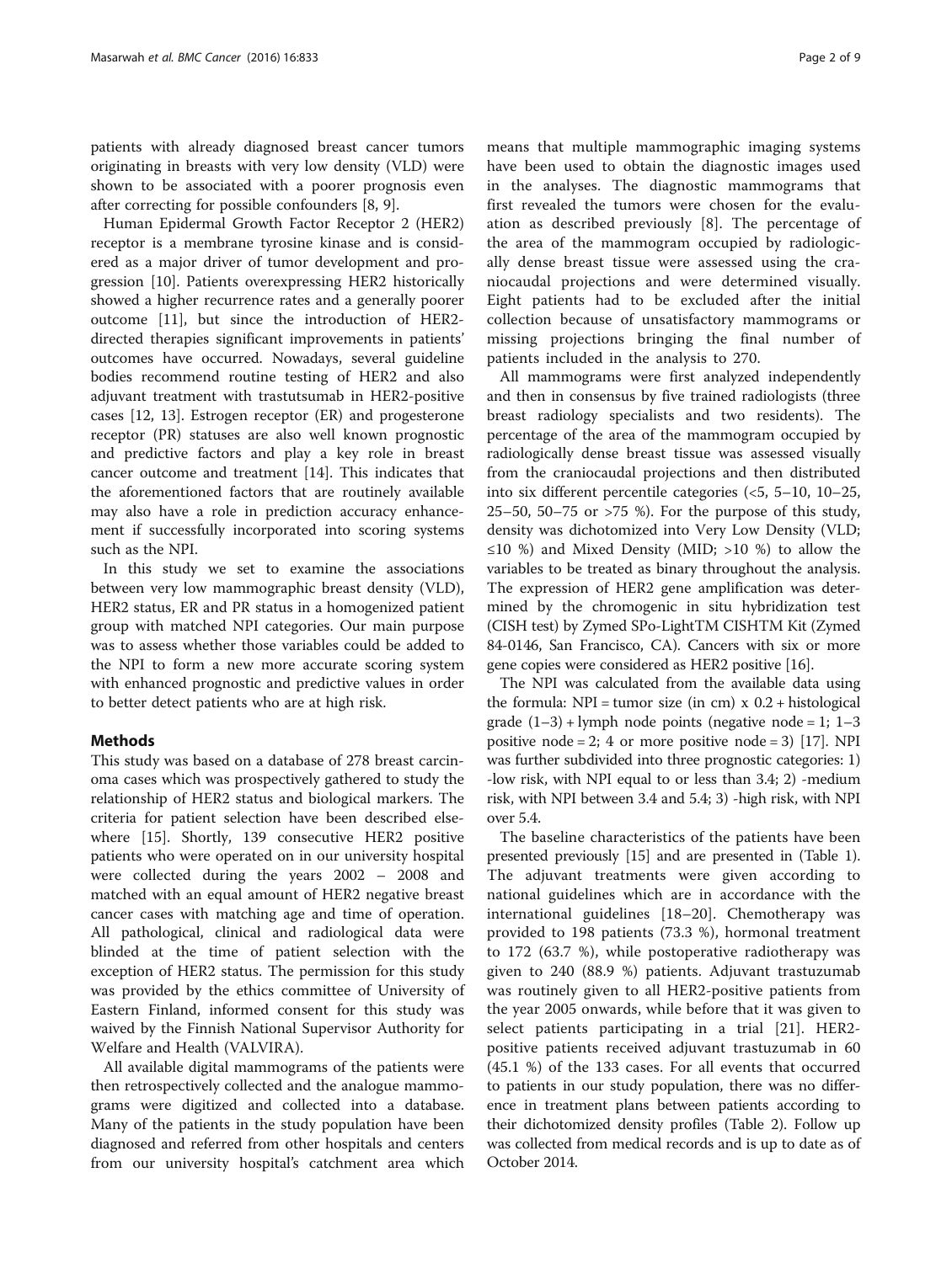patients with already diagnosed breast cancer tumors originating in breasts with very low density (VLD) were shown to be associated with a poorer prognosis even after correcting for possible confounders [8, 9].

Human Epidermal Growth Factor Receptor 2 (HER2) receptor is a membrane tyrosine kinase and is considered as a major driver of tumor development and progression [10]. Patients overexpressing HER2 historically showed a higher recurrence rates and a generally poorer outcome [11], but since the introduction of HER2-directed therapies significant improvements in patients' outcomes have occurred. Nowadays, several guideline bodies recommend routine testing of HER2 and also adjuvant treatment with trastutsumab in HER2-positive cases [12, 13]. Estrogen receptor (ER) and progesterone receptor (PR) statuses are also well known prognostic and predictive factors and play a key role in breast cancer outcome and treatment [14]. This indicates that the aforementioned factors that are routinely available may also have a role in prediction accuracy enhancement if successfully incorporated into scoring systems such as the NPI.

In this study we set to examine the associations between very low mammographic breast density (VLD), HER2 status, ER and PR status in a homogenized patient group with matched NPI categories. Our main purpose was to assess whether those variables could be added to the NPI to form a new more accurate scoring system with enhanced prognostic and predictive values in order to better detect patients who are at high risk.

## Methods

This study was based on a database of 278 breast carcinoma cases which was prospectively gathered to study the relationship of HER2 status and biological markers. The criteria for patient selection have been described elsewhere [15]. Shortly, 139 consecutive HER2 positive patients who were operated on in our university hospital were collected during the years 2002 – 2008 and matched with an equal amount of HER2 negative breast cancer cases with matching age and time of operation. All pathological, clinical and radiological data were blinded at the time of patient selection with the exception of HER2 status. The permission for this study was provided by the ethics committee of University of Eastern Finland, informed consent for this study was waived by the Finnish National Supervisor Authority for Welfare and Health (VALVIRA).

All available digital mammograms of the patients were then retrospectively collected and the analogue mammograms were digitized and collected into a database. Many of the patients in the study population have been diagnosed and referred from other hospitals and centers from our university hospital's catchment area which means that multiple mammographic imaging systems have been used to obtain the diagnostic images used in the analyses. The diagnostic mammograms that first revealed the tumors were chosen for the evaluation as described previously [8]. The percentage of the area of the mammogram occupied by radiologically dense breast tissue were assessed using the craniocaudal projections and were determined visually. Eight patients had to be excluded after the initial collection because of unsatisfactory mammograms or missing projections bringing the final number of patients included in the analysis to 270.

All mammograms were first analyzed independently and then in consensus by five trained radiologists (three breast radiology specialists and two residents). The percentage of the area of the mammogram occupied by radiologically dense breast tissue was assessed visually from the craniocaudal projections and then distributed into six different percentile categories (<5, 5–10, 10–25, 25–50, 50–75 or >75 %). For the purpose of this study, density was dichotomized into Very Low Density (VLD; ≤10 %) and Mixed Density (MID; >10 %) to allow the variables to be treated as binary throughout the analysis. The expression of HER2 gene amplification was determined by the chromogenic in situ hybridization test (CISH test) by Zymed SPo-LightTM CISHTM Kit (Zymed 84-0146, San Francisco, CA). Cancers with six or more gene copies were considered as HER2 positive [16].

The NPI was calculated from the available data using the formula: NPI = tumor size (in cm) x 0.2 + histological grade (1–3) + lymph node points (negative node = 1; 1–3 positive node = 2; 4 or more positive node = 3) [17]. NPI was further subdivided into three prognostic categories: 1) -low risk, with NPI equal to or less than 3.4; 2) -medium risk, with NPI between 3.4 and 5.4; 3) -high risk, with NPI over 5.4.

The baseline characteristics of the patients have been presented previously [15] and are presented in (Table 1). The adjuvant treatments were given according to national guidelines which are in accordance with the international guidelines [18–20]. Chemotherapy was provided to 198 patients (73.3 %), hormonal treatment to 172 (63.7 %), while postoperative radiotherapy was given to 240 (88.9 %) patients. Adjuvant trastuzumab was routinely given to all HER2-positive patients from the year 2005 onwards, while before that it was given to select patients participating in a trial [21]. HER2-positive patients received adjuvant trastuzumab in 60 (45.1 %) of the 133 cases. For all events that occurred to patients in our study population, there was no difference in treatment plans between patients according to their dichotomized density profiles (Table 2). Follow up was collected from medical records and is up to date as of October 2014.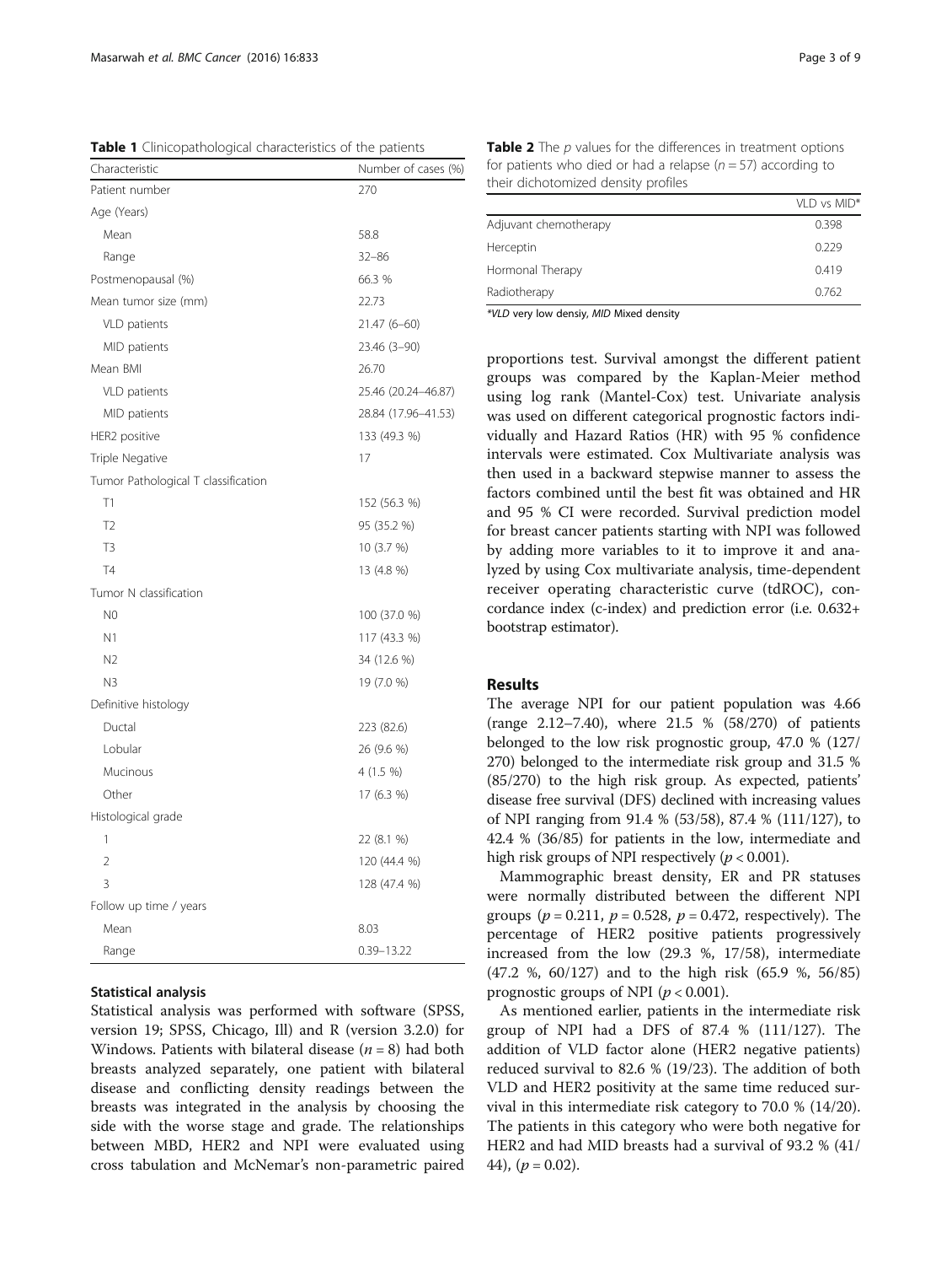**Table 1** Clinicopathological characteristics of the patients

| Characteristic | Number of cases (%) |
| --- | --- |
| Patient number | 270 |
| Age (Years) | |
| Mean | 58.8 |
| Range | 32–86 |
| Postmenopausal (%) | 66.3 % |
| Mean tumor size (mm) | 22.73 |
| VLD patients | 21.47 (6–60) |
| MID patients | 23.46 (3–90) |
| Mean BMI | 26.70 |
| VLD patients | 25.46 (20.24–46.87) |
| MID patients | 28.84 (17.96–41.53) |
| HER2 positive | 133 (49.3 %) |
| Triple Negative | 17 |
| Tumor Pathological T classification | |
| T1 | 152 (56.3 %) |
| T2 | 95 (35.2 %) |
| T3 | 10 (3.7 %) |
| T4 | 13 (4.8 %) |
| Tumor N classification | |
| N0 | 100 (37.0 %) |
| N1 | 117 (43.3 %) |
| N2 | 34 (12.6 %) |
| N3 | 19 (7.0 %) |
| Definitive histology | |
| Ductal | 223 (82.6) |
| Lobular | 26 (9.6 %) |
| Mucinous | 4 (1.5 %) |
| Other | 17 (6.3 %) |
| Histological grade | |
| 1 | 22 (8.1 %) |
| 2 | 120 (44.4 %) |
| 3 | 128 (47.4 %) |
| Follow up time / years | |
| Mean | 8.03 |
| Range | 0.39–13.22 |

### Statistical analysis

Statistical analysis was performed with software (SPSS, version 19; SPSS, Chicago, Ill) and R (version 3.2.0) for Windows. Patients with bilateral disease ($n = 8$) had both breasts analyzed separately, one patient with bilateral disease and conflicting density readings between the breasts was integrated in the analysis by choosing the side with the worse stage and grade. The relationships between MBD, HER2 and NPI were evaluated using cross tabulation and McNemar's non-parametric paired proportions test. Survival amongst the different patient groups was compared by the Kaplan-Meier method using log rank (Mantel-Cox) test. Univariate analysis was used on different categorical prognostic factors individually and Hazard Ratios (HR) with 95 % confidence intervals were estimated. Cox Multivariate analysis was then used in a backward stepwise manner to assess the factors combined until the best fit was obtained and HR and 95 % CI were recorded. Survival prediction model for breast cancer patients starting with NPI was followed by adding more variables to it to improve it and analyzed by using Cox multivariate analysis, time-dependent receiver operating characteristic curve (tdROC), concordance index (c-index) and prediction error (i.e. 0.632+ bootstrap estimator).

**Table 2** The *p* values for the differences in treatment options for patients who died or had a relapse ($n = 57$) according to their dichotomized density profiles

| | VLD vs MID* |
| --- | --- |
| Adjuvant chemotherapy | 0.398 |
| Herceptin | 0.229 |
| Hormonal Therapy | 0.419 |
| Radiotherapy | 0.762 |

*VLD very low densiy, MID Mixed density

## Results

The average NPI for our patient population was 4.66 (range 2.12–7.40), where 21.5 % (58/270) of patients belonged to the low risk prognostic group, 47.0 % (127/270) belonged to the intermediate risk group and 31.5 % (85/270) to the high risk group. As expected, patients' disease free survival (DFS) declined with increasing values of NPI ranging from 91.4 % (53/58), 87.4 % (111/127), to 42.4 % (36/85) for patients in the low, intermediate and high risk groups of NPI respectively ($p < 0.001$).

Mammographic breast density, ER and PR statuses were normally distributed between the different NPI groups ($p = 0.211$, $p = 0.528$, $p = 0.472$, respectively). The percentage of HER2 positive patients progressively increased from the low (29.3 %, 17/58), intermediate (47.2 %, 60/127) and to the high risk (65.9 %, 56/85) prognostic groups of NPI ($p < 0.001$).

As mentioned earlier, patients in the intermediate risk group of NPI had a DFS of 87.4 % (111/127). The addition of VLD factor alone (HER2 negative patients) reduced survival to 82.6 % (19/23). The addition of both VLD and HER2 positivity at the same time reduced survival in this intermediate risk category to 70.0 % (14/20). The patients in this category who were both negative for HER2 and had MID breasts had a survival of 93.2 % (41/44), ($p = 0.02$).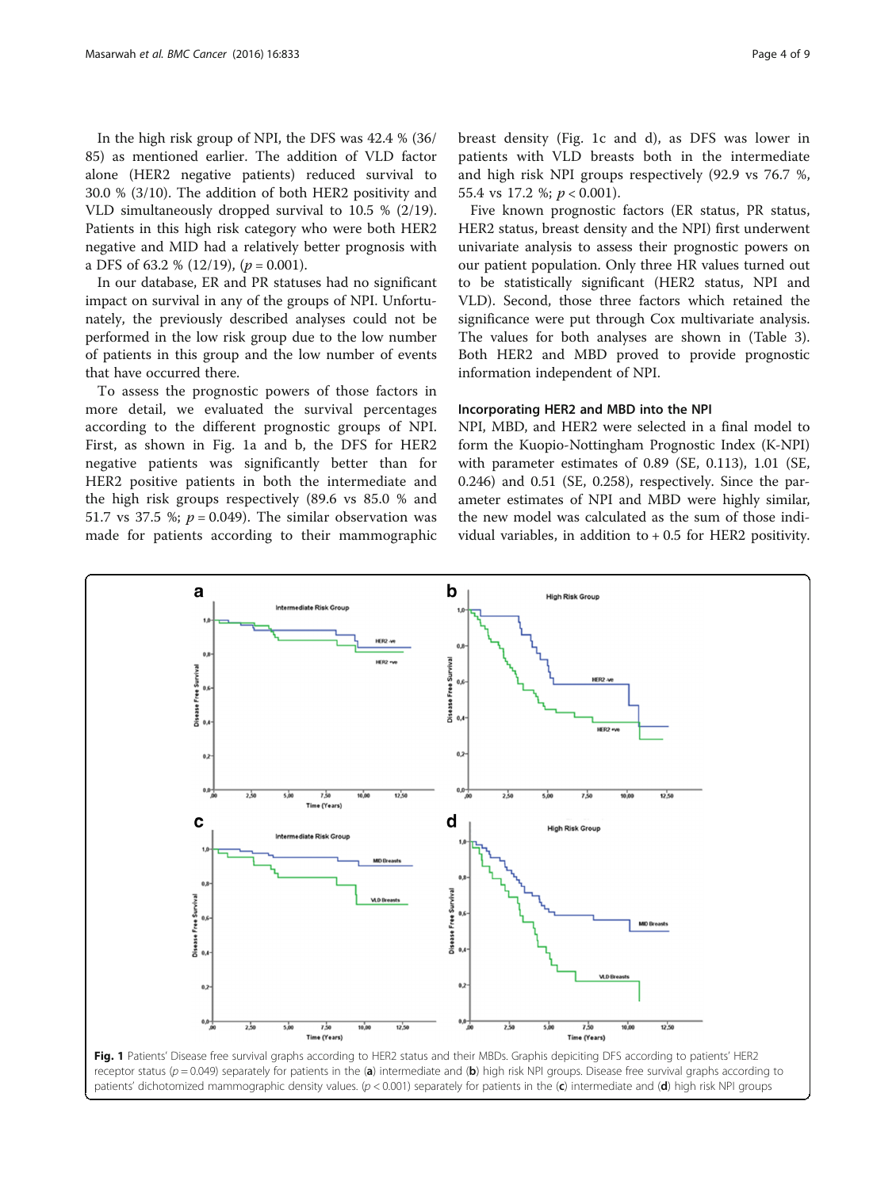In the high risk group of NPI, the DFS was 42.4 % (36/85) as mentioned earlier. The addition of VLD factor alone (HER2 negative patients) reduced survival to 30.0 % (3/10). The addition of both HER2 positivity and VLD simultaneously dropped survival to 10.5 % (2/19). Patients in this high risk category who were both HER2 negative and MID had a relatively better prognosis with a DFS of 63.2 % (12/19), ($p = 0.001$).

In our database, ER and PR statuses had no significant impact on survival in any of the groups of NPI. Unfortunately, the previously described analyses could not be performed in the low risk group due to the low number of patients in this group and the low number of events that have occurred there.

To assess the prognostic powers of those factors in more detail, we evaluated the survival percentages according to the different prognostic groups of NPI. First, as shown in Fig. 1a and b, the DFS for HER2 negative patients was significantly better than for HER2 positive patients in both the intermediate and the high risk groups respectively (89.6 vs 85.0 % and 51.7 vs 37.5 %; $p = 0.049$). The similar observation was made for patients according to their mammographic breast density (Fig. 1c and d), as DFS was lower in patients with VLD breasts both in the intermediate and high risk NPI groups respectively (92.9 vs 76.7 %, 55.4 vs 17.2 %; $p < 0.001$).

Five known prognostic factors (ER status, PR status, HER2 status, breast density and the NPI) first underwent univariate analysis to assess their prognostic powers on our patient population. Only three HR values turned out to be statistically significant (HER2 status, NPI and VLD). Second, those three factors which retained the significance were put through Cox multivariate analysis. The values for both analyses are shown in (Table 3). Both HER2 and MBD proved to provide prognostic information independent of NPI.

### Incorporating HER2 and MBD into the NPI

NPI, MBD, and HER2 were selected in a final model to form the Kuopio-Nottingham Prognostic Index (K-NPI) with parameter estimates of 0.89 (SE, 0.113), 1.01 (SE, 0.246) and 0.51 (SE, 0.258), respectively. Since the parameter estimates of NPI and MBD were highly similar, the new model was calculated as the sum of those individual variables, in addition to + 0.5 for HER2 positivity.

**Fig. 1** Patients' Disease free survival graphs according to HER2 status and their MBDs. Graphis depiciting DFS according to patients' HER2 receptor status ($p = 0.049$) separately for patients in the (**a**) intermediate and (**b**) high risk NPI groups. Disease free survival graphs according to patients' dichotomized mammographic density values. ($p < 0.001$) separately for patients in the (**c**) intermediate and (**d**) high risk NPI groups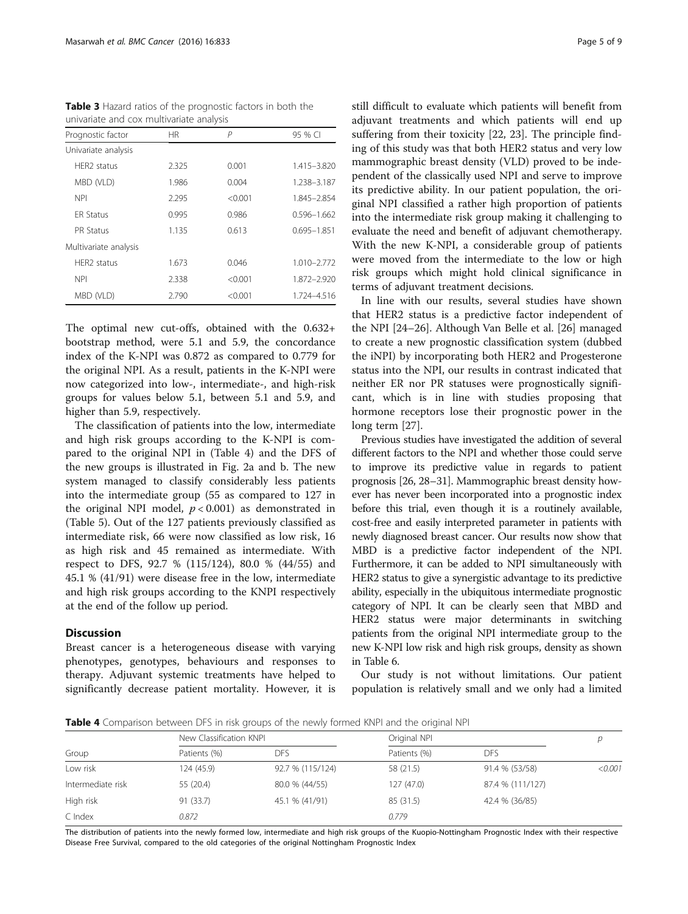**Table 3** Hazard ratios of the prognostic factors in both the univariate and cox multivariate analysis

| Prognostic factor | HR | P | 95 % CI |
|---|---|---|---|
| Univariate analysis | | | |
| HER2 status | 2.325 | 0.001 | 1.415–3.820 |
| MBD (VLD) | 1.986 | 0.004 | 1.238–3.187 |
| NPI | 2.295 | <0.001 | 1.845–2.854 |
| ER Status | 0.995 | 0.986 | 0.596–1.662 |
| PR Status | 1.135 | 0.613 | 0.695–1.851 |
| Multivariate analysis | | | |
| HER2 status | 1.673 | 0.046 | 1.010–2.772 |
| NPI | 2.338 | <0.001 | 1.872–2.920 |
| MBD (VLD) | 2.790 | <0.001 | 1.724–4.516 |

The optimal new cut-offs, obtained with the 0.632+ bootstrap method, were 5.1 and 5.9, the concordance index of the K-NPI was 0.872 as compared to 0.779 for the original NPI. As a result, patients in the K-NPI were now categorized into low-, intermediate-, and high-risk groups for values below 5.1, between 5.1 and 5.9, and higher than 5.9, respectively.

The classification of patients into the low, intermediate and high risk groups according to the K-NPI is compared to the original NPI in (Table 4) and the DFS of the new groups is illustrated in Fig. 2a and b. The new system managed to classify considerably less patients into the intermediate group (55 as compared to 127 in the original NPI model, $p < 0.001$) as demonstrated in (Table 5). Out of the 127 patients previously classified as intermediate risk, 66 were now classified as low risk, 16 as high risk and 45 remained as intermediate. With respect to DFS, 92.7 % (115/124), 80.0 % (44/55) and 45.1 % (41/91) were disease free in the low, intermediate and high risk groups according to the KNPI respectively at the end of the follow up period.

## Discussion

Breast cancer is a heterogeneous disease with varying phenotypes, genotypes, behaviours and responses to therapy. Adjuvant systemic treatments have helped to significantly decrease patient mortality. However, it is still difficult to evaluate which patients will benefit from adjuvant treatments and which patients will end up suffering from their toxicity [22, 23]. The principle finding of this study was that both HER2 status and very low mammographic breast density (VLD) proved to be independent of the classically used NPI and serve to improve its predictive ability. In our patient population, the original NPI classified a rather high proportion of patients into the intermediate risk group making it challenging to evaluate the need and benefit of adjuvant chemotherapy. With the new K-NPI, a considerable group of patients were moved from the intermediate to the low or high risk groups which might hold clinical significance in terms of adjuvant treatment decisions.

In line with our results, several studies have shown that HER2 status is a predictive factor independent of the NPI [24–26]. Although Van Belle et al. [26] managed to create a new prognostic classification system (dubbed the iNPI) by incorporating both HER2 and Progesterone status into the NPI, our results in contrast indicated that neither ER nor PR statuses were prognostically significant, which is in line with studies proposing that hormone receptors lose their prognostic power in the long term [27].

Previous studies have investigated the addition of several different factors to the NPI and whether those could serve to improve its predictive value in regards to patient prognosis [26, 28–31]. Mammographic breast density however has never been incorporated into a prognostic index before this trial, even though it is a routinely available, cost-free and easily interpreted parameter in patients with newly diagnosed breast cancer. Our results now show that MBD is a predictive factor independent of the NPI. Furthermore, it can be added to NPI simultaneously with HER2 status to give a synergistic advantage to its predictive ability, especially in the ubiquitous intermediate prognostic category of NPI. It can be clearly seen that MBD and HER2 status were major determinants in switching patients from the original NPI intermediate group to the new K-NPI low risk and high risk groups, density as shown in Table 6.

Our study is not without limitations. Our patient population is relatively small and we only had a limited

**Table 4** Comparison between DFS in risk groups of the newly formed KNPI and the original NPI

| Group | New Classification KNPI | | Original NPI | | p |
|---|---|---|---|---|---|
| | Patients (%) | DFS | Patients (%) | DFS | |
| Low risk | 124 (45.9) | 92.7 % (115/124) | 58 (21.5) | 91.4 % (53/58) | <0.001 |
| Intermediate risk | 55 (20.4) | 80.0 % (44/55) | 127 (47.0) | 87.4 % (111/127) | |
| High risk | 91 (33.7) | 45.1 % (41/91) | 85 (31.5) | 42.4 % (36/85) | |
| C Index | 0.872 | | 0.779 | | |

The distribution of patients into the newly formed low, intermediate and high risk groups of the Kuopio-Nottingham Prognostic Index with their respective Disease Free Survival, compared to the old categories of the original Nottingham Prognostic Index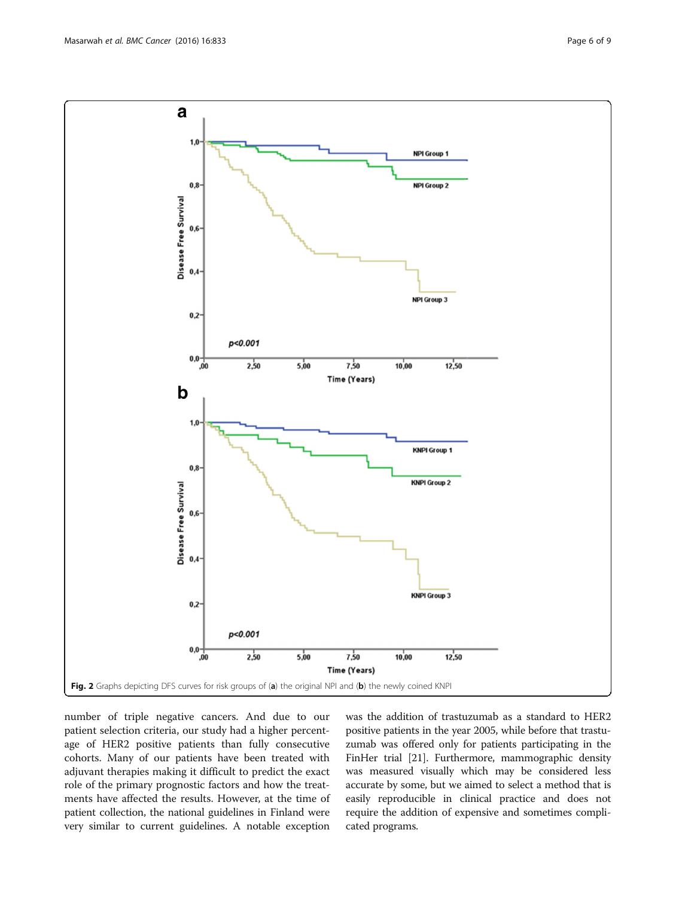Fig. 2 Graphs depicting DFS curves for risk groups of (a) the original NPI and (b) the newly coined KNPI

number of triple negative cancers. And due to our patient selection criteria, our study had a higher percentage of HER2 positive patients than fully consecutive cohorts. Many of our patients have been treated with adjuvant therapies making it difficult to predict the exact role of the primary prognostic factors and how the treatments have affected the results. However, at the time of patient collection, the national guidelines in Finland were very similar to current guidelines. A notable exception was the addition of trastuzumab as a standard to HER2 positive patients in the year 2005, while before that trastuzumab was offered only for patients participating in the FinHer trial [21]. Furthermore, mammographic density was measured visually which may be considered less accurate by some, but we aimed to select a method that is easily reproducible in clinical practice and does not require the addition of expensive and sometimes complicated programs.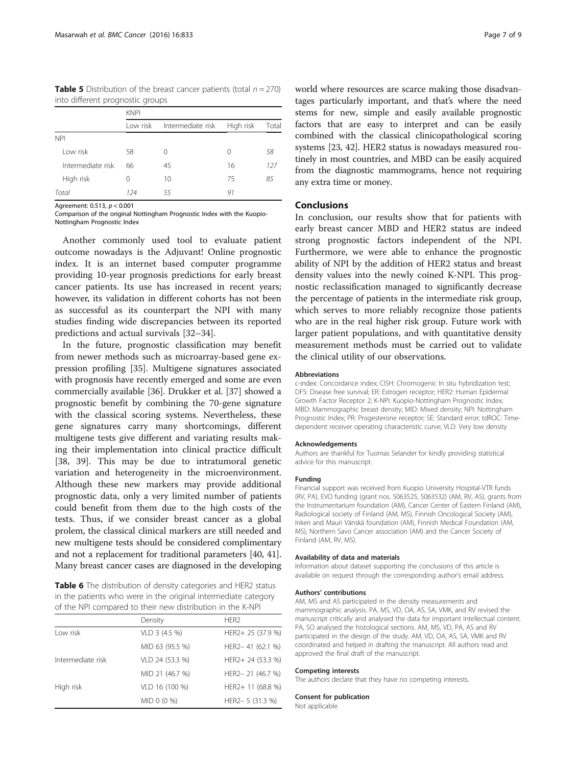**Table 5** Distribution of the breast cancer patients (total $n = 270$) into different prognostic groups

| | KNPI | | | |
|---|---|---|---|---|
| | Low risk | Intermediate risk | High risk | Total |
| NPI | | | | |
| Low risk | 58 | 0 | 0 | *58* |
| Intermediate risk | 66 | 45 | 16 | *127* |
| High risk | 0 | 10 | 75 | *85* |
| *Total* | *124* | *55* | *91* | |

Agreement: 0.513, $p < 0.001$

Comparison of the original Nottingham Prognostic Index with the Kuopio-Nottingham Prognostic Index

Another commonly used tool to evaluate patient outcome nowadays is the Adjuvant! Online prognostic index. It is an internet based computer programme providing 10-year prognosis predictions for early breast cancer patients. Its use has increased in recent years; however, its validation in different cohorts has not been as successful as its counterpart the NPI with many studies finding wide discrepancies between its reported predictions and actual survivals [32–34].

In the future, prognostic classification may benefit from newer methods such as microarray-based gene expression profiling [35]. Multigene signatures associated with prognosis have recently emerged and some are even commercially available [36]. Drukker et al. [37] showed a prognostic benefit by combining the 70-gene signature with the classical scoring systems. Nevertheless, these gene signatures carry many shortcomings, different multigene tests give different and variating results making their implementation into clinical practice difficult [38, 39]. This may be due to intratumoral genetic variation and heterogeneity in the microenvironment. Although these new markers may provide additional prognostic data, only a very limited number of patients could benefit from them due to the high costs of the tests. Thus, if we consider breast cancer as a global prolem, the classical clinical markers are still needed and new multigene tests should be considered complimentary and not a replacement for traditional parameters [40, 41]. Many breast cancer cases are diagnosed in the developing world where resources are scarce making those disadvantages particularly important, and that's where the need stems for new, simple and easily available prognostic factors that are easy to interpret and can be easily combined with the classical clinicopathological scoring systems [23, 42]. HER2 status is nowadays measured routinely in most countries, and MBD can be easily acquired from the diagnostic mammograms, hence not requiring any extra time or money.

**Table 6** The distribution of density categories and HER2 status in the patients who were in the original intermediate category of the NPI compared to their new distribution in the K-NPI

| | Density | HER2 |
|---|---|---|
| Low risk | VLD 3 (4.5 %) | HER2+ 25 (37.9 %) |
| | MID 63 (95.5 %) | HER2− 41 (62.1 %) |
| Intermediate risk | VLD 24 (53.3 %) | HER2+ 24 (53.3 %) |
| | MID 21 (46.7 %) | HER2− 21 (46.7 %) |
| High risk | VLD 16 (100 %) | HER2+ 11 (68.8 %) |
| | MID 0 (0 %) | HER2− 5 (31.3 %) |

## Conclusions

In conclusion, our results show that for patients with early breast cancer MBD and HER2 status are indeed strong prognostic factors independent of the NPI. Furthermore, we were able to enhance the prognostic ability of NPI by the addition of HER2 status and breast density values into the newly coined K-NPI. This prognostic reclassification managed to significantly decrease the percentage of patients in the intermediate risk group, which serves to more reliably recognize those patients who are in the real higher risk group. Future work with larger patient populations, and with quantitative density measurement methods must be carried out to validate the clinical utility of our observations.

#### Abbreviations

c-index: Concordance index; CISH: Chromogenic In situ hybridization test; DFS: Disease free survival; ER: Estrogen receptor; HER2: Human Epidermal Growth Factor Receptor 2; K-NPI: Kuopio-Nottingham Prognostic Index; MBD: Mammographic breast density; MID: Mixed density; NPI: Nottingham Prognostic Index; PR: Progesterone receptor; SE: Standard error; tdROC: Time-dependent receiver operating characteristic curve; VLD: Very low density

#### Acknowledgements

Authors are thankful for Tuomas Selander for kindly providing statistical advice for this manuscript.

#### Funding

Financial support was received from Kuopio University Hospital-VTR funds (RV, PA), EVO funding (grant nos. 5063525, 5063532) (AM, RV, AS), grants from the Instrumentarium foundation (AM), Cancer Center of Eastern Finland (AM), Radiological society of Finland (AM, MS), Finnish Oncological Society (AM), Inkeri and Mauri Vänskä foundation (AM), Finnish Medical Foundation (AM, MS), Northern Savo Cancer association (AM) and the Cancer Society of Finland (AM, RV, MS).

#### Availability of data and materials

Information about dataset supporting the conclusions of this article is available on request through the corresponding author's email address.

#### Authors' contributions

AM, MS and AS participated in the density measurements and mammographic analysis. PA, MS, VD, OA, AS, SA, VMK, and RV revised the manuscript critically and analysed the data for important intellectual content. PA, SO analysed the histological sections. AM, MS, VD, PA, AS and RV participated in the design of the study. AM, VD, OA, AS, SA, VMK and RV coordinated and helped in drafting the manuscript. All authors read and approved the final draft of the manuscript.

#### Competing interests

The authors declare that they have no competing interests.

#### Consent for publication

Not applicable.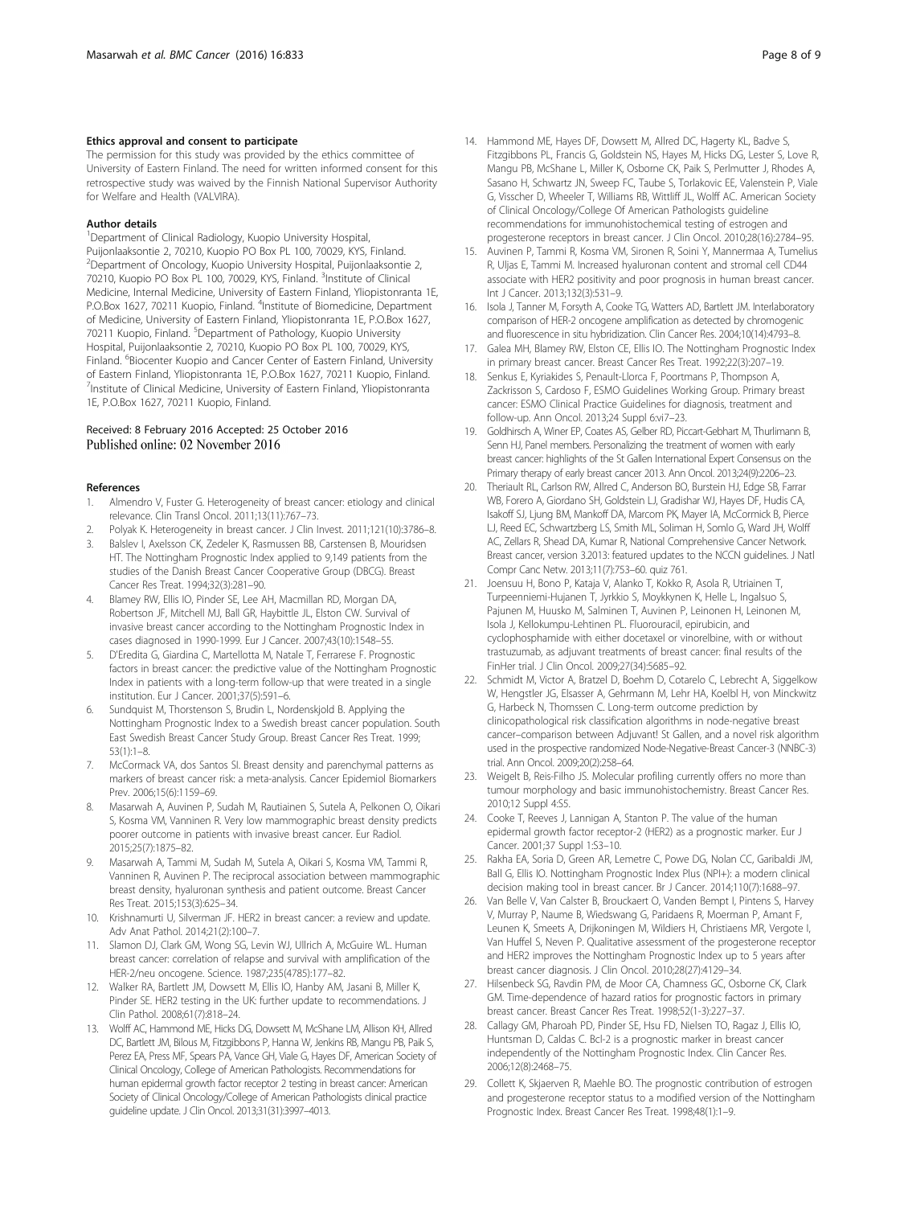#### Ethics approval and consent to participate

The permission for this study was provided by the ethics committee of University of Eastern Finland. The need for written informed consent for this retrospective study was waived by the Finnish National Supervisor Authority for Welfare and Health (VALVIRA).

#### Author details

[1]Department of Clinical Radiology, Kuopio University Hospital, Puijonlaaksontie 2, 70210, Kuopio PO Box PL 100, 70029, KYS, Finland. [2]Department of Oncology, Kuopio University Hospital, Puijonlaaksontie 2, 70210, Kuopio PO Box PL 100, 70029, KYS, Finland. [3]Institute of Clinical Medicine, Internal Medicine, University of Eastern Finland, Yliopistonranta 1E, P.O.Box 1627, 70211 Kuopio, Finland. [4]Institute of Biomedicine, Department of Medicine, University of Eastern Finland, Yliopistonranta 1E, P.O.Box 1627, 70211 Kuopio, Finland. [5]Department of Pathology, Kuopio University Hospital, Puijonlaaksontie 2, 70210, Kuopio PO Box PL 100, 70029, KYS, Finland. [6]Biocenter Kuopio and Cancer Center of Eastern Finland, University of Eastern Finland, Yliopistonranta 1E, P.O.Box 1627, 70211 Kuopio, Finland. [7]Institute of Clinical Medicine, University of Eastern Finland, Yliopistonranta 1E, P.O.Box 1627, 70211 Kuopio, Finland.

Received: 8 February 2016 Accepted: 25 October 2016
Published online: 02 November 2016

#### References

1. Almendro V, Fuster G. Heterogeneity of breast cancer: etiology and clinical relevance. Clin Transl Oncol. 2011;13(11):767–73.
2. Polyak K. Heterogeneity in breast cancer. J Clin Invest. 2011;121(10):3786–8.
3. Balslev I, Axelsson CK, Zedeler K, Rasmussen BB, Carstensen B, Mouridsen HT. The Nottingham Prognostic Index applied to 9,149 patients from the studies of the Danish Breast Cancer Cooperative Group (DBCG). Breast Cancer Res Treat. 1994;32(3):281–90.
4. Blamey RW, Ellis IO, Pinder SE, Lee AH, Macmillan RD, Morgan DA, Robertson JF, Mitchell MJ, Ball GR, Haybittle JL, Elston CW. Survival of invasive breast cancer according to the Nottingham Prognostic Index in cases diagnosed in 1990-1999. Eur J Cancer. 2007;43(10):1548–55.
5. D'Eredita G, Giardina C, Martellotta M, Natale T, Ferrarese F. Prognostic factors in breast cancer: the predictive value of the Nottingham Prognostic Index in patients with a long-term follow-up that were treated in a single institution. Eur J Cancer. 2001;37(5):591–6.
6. Sundquist M, Thorstenson S, Brudin L, Nordenskjold B. Applying the Nottingham Prognostic Index to a Swedish breast cancer population. South East Swedish Breast Cancer Study Group. Breast Cancer Res Treat. 1999; 53(1):1–8.
7. McCormack VA, dos Santos SI. Breast density and parenchymal patterns as markers of breast cancer risk: a meta-analysis. Cancer Epidemiol Biomarkers Prev. 2006;15(6):1159–69.
8. Masarwah A, Auvinen P, Sudah M, Rautiainen S, Sutela A, Pelkonen O, Oikari S, Kosma VM, Vanninen R. Very low mammographic breast density predicts poorer outcome in patients with invasive breast cancer. Eur Radiol. 2015;25(7):1875–82.
9. Masarwah A, Tammi M, Sudah M, Sutela A, Oikari S, Kosma VM, Tammi R, Vanninen R, Auvinen P. The reciprocal association between mammographic breast density, hyaluronan synthesis and patient outcome. Breast Cancer Res Treat. 2015;153(3):625–34.
10. Krishnamurti U, Silverman JF. HER2 in breast cancer: a review and update. Adv Anat Pathol. 2014;21(2):100–7.
11. Slamon DJ, Clark GM, Wong SG, Levin WJ, Ullrich A, McGuire WL. Human breast cancer: correlation of relapse and survival with amplification of the HER-2/neu oncogene. Science. 1987;235(4785):177–82.
12. Walker RA, Bartlett JM, Dowsett M, Ellis IO, Hanby AM, Jasani B, Miller K, Pinder SE. HER2 testing in the UK: further update to recommendations. J Clin Pathol. 2008;61(7):818–24.
13. Wolff AC, Hammond ME, Hicks DG, Dowsett M, McShane LM, Allison KH, Allred DC, Bartlett JM, Bilous M, Fitzgibbons P, Hanna W, Jenkins RB, Mangu PB, Paik S, Perez EA, Press MF, Spears PA, Vance GH, Viale G, Hayes DF, American Society of Clinical Oncology, College of American Pathologists. Recommendations for human epidermal growth factor receptor 2 testing in breast cancer: American Society of Clinical Oncology/College of American Pathologists clinical practice guideline update. J Clin Oncol. 2013;31(31):3997–4013.
14. Hammond ME, Hayes DF, Dowsett M, Allred DC, Hagerty KL, Badve S, Fitzgibbons PL, Francis G, Goldstein NS, Hayes M, Hicks DG, Lester S, Love R, Mangu PB, McShane L, Miller K, Osborne CK, Paik S, Perlmutter J, Rhodes A, Sasano H, Schwartz JN, Sweep FC, Taube S, Torlakovic EE, Valenstein P, Viale G, Visscher D, Wheeler T, Williams RB, Wittliff JL, Wolff AC. American Society of Clinical Oncology/College Of American Pathologists guideline recommendations for immunohistochemical testing of estrogen and progesterone receptors in breast cancer. J Clin Oncol. 2010;28(16):2784–95.
15. Auvinen P, Tammi R, Kosma VM, Sironen R, Soini Y, Mannermaa A, Tumelius R, Uljas E, Tammi M. Increased hyaluronan content and stromal cell CD44 associate with HER2 positivity and poor prognosis in human breast cancer. Int J Cancer. 2013;132(3):531–9.
16. Isola J, Tanner M, Forsyth A, Cooke TG, Watters AD, Bartlett JM. Interlaboratory comparison of HER-2 oncogene amplification as detected by chromogenic and fluorescence in situ hybridization. Clin Cancer Res. 2004;10(14):4793–8.
17. Galea MH, Blamey RW, Elston CE, Ellis IO. The Nottingham Prognostic Index in primary breast cancer. Breast Cancer Res Treat. 1992;22(3):207–19.
18. Senkus E, Kyriakides S, Penault-Llorca F, Poortmans P, Thompson A, Zackrisson S, Cardoso F, ESMO Guidelines Working Group. Primary breast cancer: ESMO Clinical Practice Guidelines for diagnosis, treatment and follow-up. Ann Oncol. 2013;24 Suppl 6:vi7–23.
19. Goldhirsch A, Winer EP, Coates AS, Gelber RD, Piccart-Gebhart M, Thurlimann B, Senn HJ, Panel members. Personalizing the treatment of women with early breast cancer: highlights of the St Gallen International Expert Consensus on the Primary therapy of early breast cancer 2013. Ann Oncol. 2013;24(9):2206–23.
20. Theriault RL, Carlson RW, Allred C, Anderson BO, Burstein HJ, Edge SB, Farrar WB, Forero A, Giordano SH, Goldstein LJ, Gradishar WJ, Hayes DF, Hudis CA, Isakoff SJ, Ljung BM, Mankoff DA, Marcom PK, Mayer IA, McCormick B, Pierce LJ, Reed EC, Schwartzberg LS, Smith ML, Soliman H, Somlo G, Ward JH, Wolff AC, Zellars R, Shead DA, Kumar R, National Comprehensive Cancer Network. Breast cancer, version 3.2013: featured updates to the NCCN guidelines. J Natl Compr Canc Netw. 2013;11(7):753–60. quiz 761.
21. Joensuu H, Bono P, Kataja V, Alanko T, Kokko R, Asola R, Utriainen T, Turpeenniemi-Hujanen T, Jyrkkio S, Moykkynen K, Helle L, Ingalsuo S, Pajunen M, Huusko M, Salminen T, Auvinen P, Leinonen H, Leinonen M, Isola J, Kellokumpu-Lehtinen PL. Fluorouracil, epirubicin, and cyclophosphamide with either docetaxel or vinorelbine, with or without trastuzumab, as adjuvant treatments of breast cancer: final results of the FinHer trial. J Clin Oncol. 2009;27(34):5685–92.
22. Schmidt M, Victor A, Bratzel D, Boehm D, Cotarelo C, Lebrecht A, Siggelkow W, Hengstler JG, Elsasser A, Gehrmann M, Lehr HA, Koelbl H, von Minckwitz G, Harbeck N, Thomssen C. Long-term outcome prediction by clinicopathological risk classification algorithms in node-negative breast cancer–comparison between Adjuvant! St Gallen, and a novel risk algorithm used in the prospective randomized Node-Negative-Breast Cancer-3 (NNBC-3) trial. Ann Oncol. 2009;20(2):258–64.
23. Weigelt B, Reis-Filho JS. Molecular profiling currently offers no more than tumour morphology and basic immunohistochemistry. Breast Cancer Res. 2010;12 Suppl 4:S5.
24. Cooke T, Reeves J, Lannigan A, Stanton P. The value of the human epidermal growth factor receptor-2 (HER2) as a prognostic marker. Eur J Cancer. 2001;37 Suppl 1:S3–10.
25. Rakha EA, Soria D, Green AR, Lemetre C, Powe DG, Nolan CC, Garibaldi JM, Ball G, Ellis IO. Nottingham Prognostic Index Plus (NPI+): a modern clinical decision making tool in breast cancer. Br J Cancer. 2014;110(7):1688–97.
26. Van Belle V, Van Calster B, Brouckaert O, Vanden Bempt I, Pintens S, Harvey V, Murray P, Naume B, Wiedswang G, Paridaens R, Moerman P, Amant F, Leunen K, Smeets A, Drijkoningen M, Wildiers H, Christiaens MR, Vergote I, Van Huffel S, Neven P. Qualitative assessment of the progesterone receptor and HER2 improves the Nottingham Prognostic Index up to 5 years after breast cancer diagnosis. J Clin Oncol. 2010;28(27):4129–34.
27. Hilsenbeck SG, Ravdin PM, de Moor CA, Chamness GC, Osborne CK, Clark GM. Time-dependence of hazard ratios for prognostic factors in primary breast cancer. Breast Cancer Res Treat. 1998;52(1-3):227–37.
28. Callagy GM, Pharoah PD, Pinder SE, Hsu FD, Nielsen TO, Ragaz J, Ellis IO, Huntsman D, Caldas C. Bcl-2 is a prognostic marker in breast cancer independently of the Nottingham Prognostic Index. Clin Cancer Res. 2006;12(8):2468–75.
29. Collett K, Skjaerven R, Maehle BO. The prognostic contribution of estrogen and progesterone receptor status to a modified version of the Nottingham Prognostic Index. Breast Cancer Res Treat. 1998;48(1):1–9.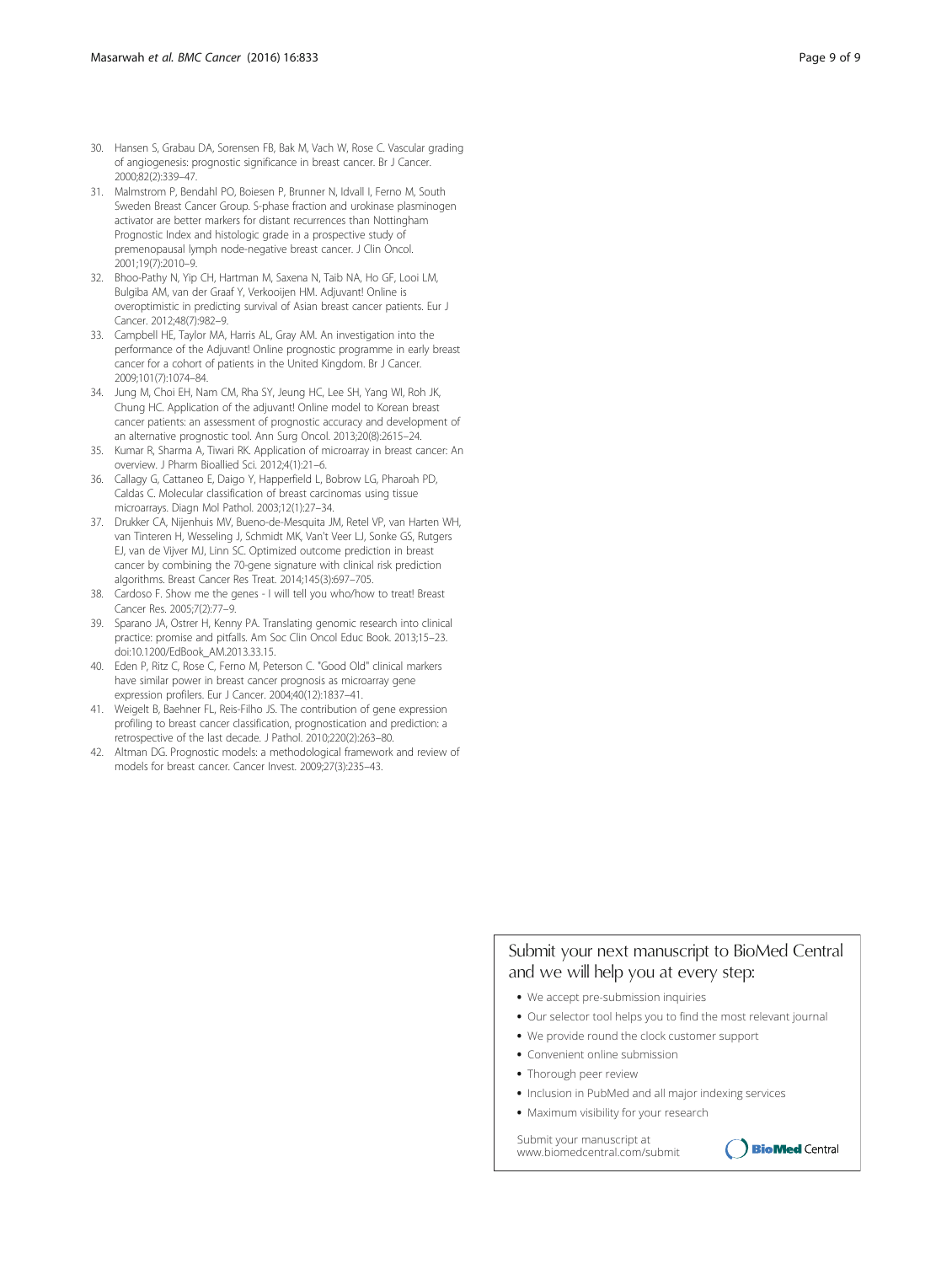30. Hansen S, Grabau DA, Sorensen FB, Bak M, Vach W, Rose C. Vascular grading of angiogenesis: prognostic significance in breast cancer. Br J Cancer. 2000;82(2):339–47.
31. Malmstrom P, Bendahl PO, Boiesen P, Brunner N, Idvall I, Ferno M, South Sweden Breast Cancer Group. S-phase fraction and urokinase plasminogen activator are better markers for distant recurrences than Nottingham Prognostic Index and histologic grade in a prospective study of premenopausal lymph node-negative breast cancer. J Clin Oncol. 2001;19(7):2010–9.
32. Bhoo-Pathy N, Yip CH, Hartman M, Saxena N, Taib NA, Ho GF, Looi LM, Bulgiba AM, van der Graaf Y, Verkooijen HM. Adjuvant! Online is overoptimistic in predicting survival of Asian breast cancer patients. Eur J Cancer. 2012;48(7):982–9.
33. Campbell HE, Taylor MA, Harris AL, Gray AM. An investigation into the performance of the Adjuvant! Online prognostic programme in early breast cancer for a cohort of patients in the United Kingdom. Br J Cancer. 2009;101(7):1074–84.
34. Jung M, Choi EH, Nam CM, Rha SY, Jeung HC, Lee SH, Yang WI, Roh JK, Chung HC. Application of the adjuvant! Online model to Korean breast cancer patients: an assessment of prognostic accuracy and development of an alternative prognostic tool. Ann Surg Oncol. 2013;20(8):2615–24.
35. Kumar R, Sharma A, Tiwari RK. Application of microarray in breast cancer: An overview. J Pharm Bioallied Sci. 2012;4(1):21–6.
36. Callagy G, Cattaneo E, Daigo Y, Happerfield L, Bobrow LG, Pharoah PD, Caldas C. Molecular classification of breast carcinomas using tissue microarrays. Diagn Mol Pathol. 2003;12(1):27–34.
37. Drukker CA, Nijenhuis MV, Bueno-de-Mesquita JM, Retel VP, van Harten WH, van Tinteren H, Wesseling J, Schmidt MK, Van't Veer LJ, Sonke GS, Rutgers EJ, van de Vijver MJ, Linn SC. Optimized outcome prediction in breast cancer by combining the 70-gene signature with clinical risk prediction algorithms. Breast Cancer Res Treat. 2014;145(3):697–705.
38. Cardoso F. Show me the genes - I will tell you who/how to treat! Breast Cancer Res. 2005;7(2):77–9.
39. Sparano JA, Ostrer H, Kenny PA. Translating genomic research into clinical practice: promise and pitfalls. Am Soc Clin Oncol Educ Book. 2013;15–23. doi:10.1200/EdBook_AM.2013.33.15.
40. Eden P, Ritz C, Rose C, Ferno M, Peterson C. "Good Old" clinical markers have similar power in breast cancer prognosis as microarray gene expression profilers. Eur J Cancer. 2004;40(12):1837–41.
41. Weigelt B, Baehner FL, Reis-Filho JS. The contribution of gene expression profiling to breast cancer classification, prognostication and prediction: a retrospective of the last decade. J Pathol. 2010;220(2):263–80.
42. Altman DG. Prognostic models: a methodological framework and review of models for breast cancer. Cancer Invest. 2009;27(3):235–43.

Submit your next manuscript to BioMed Central and we will help you at every step:

- We accept pre-submission inquiries
- Our selector tool helps you to find the most relevant journal
- We provide round the clock customer support
- Convenient online submission
- Thorough peer review
- Inclusion in PubMed and all major indexing services
- Maximum visibility for your research

Submit your manuscript at www.biomedcentral.com/submit

BioMed Central